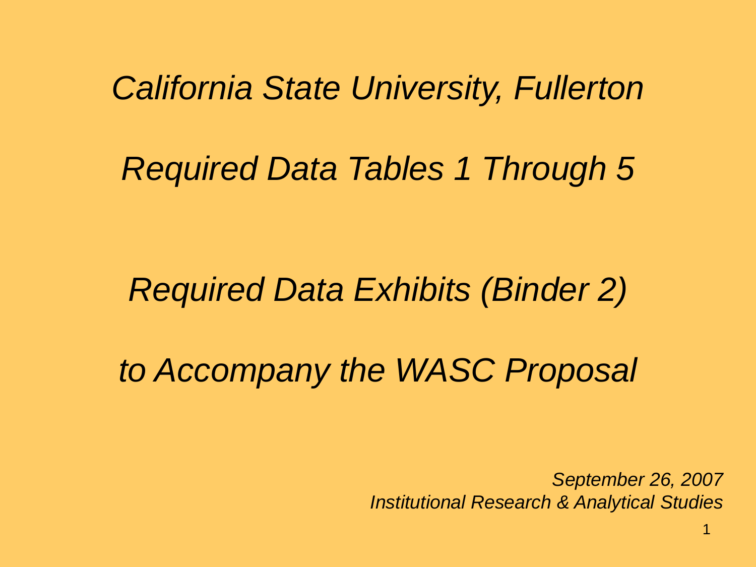# *California State University, Fullerton*

## *Required Data Tables 1 Through 5*

## *Required Data Exhibits (Binder 2)*

## *to Accompany the WASC Proposal*

*September 26, 2007*
*Institutional Research & Analytical Studies*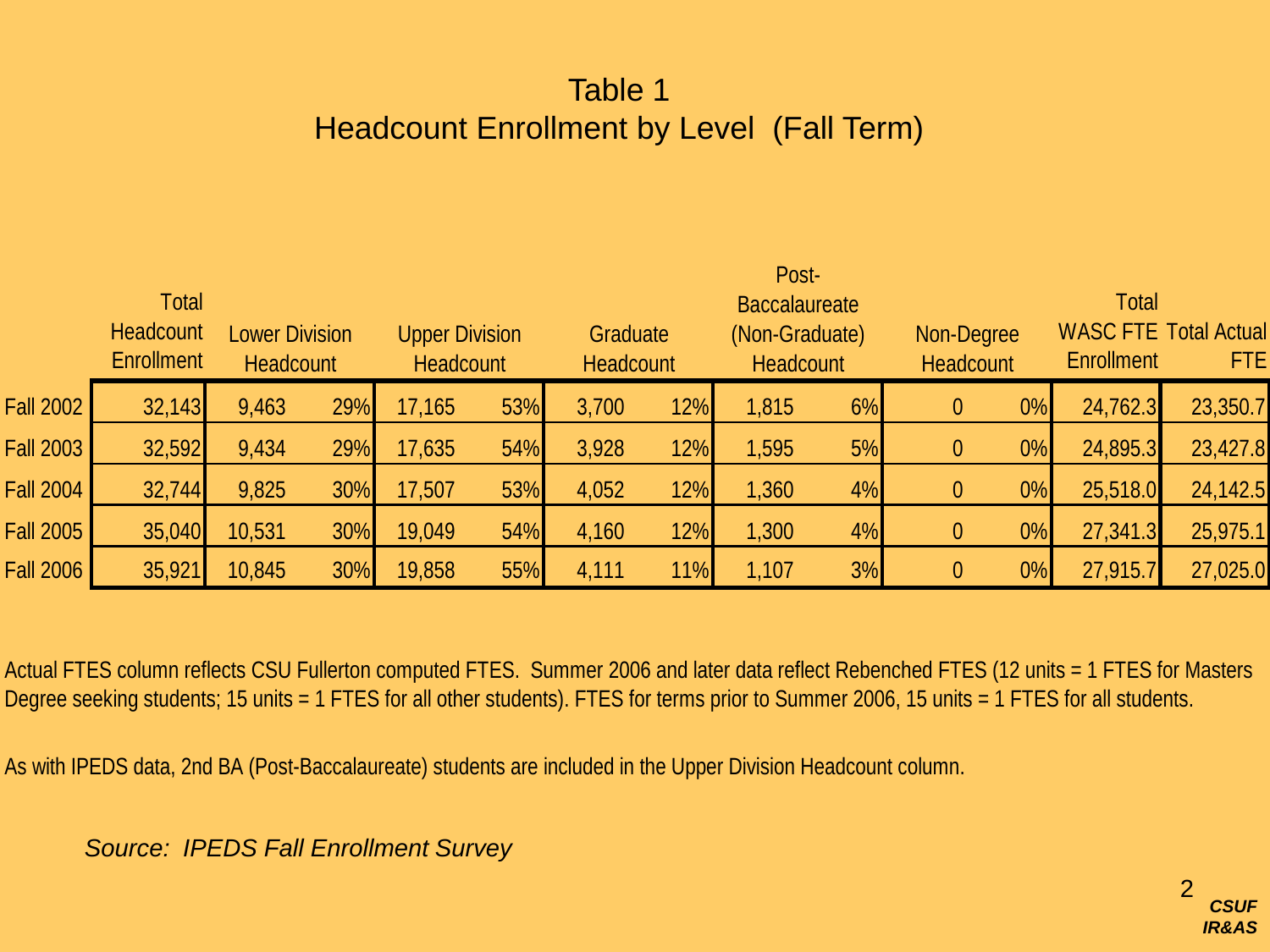# Table 1
## Headcount Enrollment by Level (Fall Term)

| | Total Headcount Enrollment | Lower Division Headcount | | Upper Division Headcount | | Graduate Headcount | | Post-Baccalaureate (Non-Graduate) Headcount | | Non-Degree Headcount | | Total WASC FTE Enrollment | Total Actual FTE |
|---|---|---|---|---|---|---|---|---|---|---|---|---|---|
| Fall 2002 | 32,143 | 9,463 | 29% | 17,165 | 53% | 3,700 | 12% | 1,815 | 6% | 0 | 0% | 24,762.3 | 23,350.7 |
| Fall 2003 | 32,592 | 9,434 | 29% | 17,635 | 54% | 3,928 | 12% | 1,595 | 5% | 0 | 0% | 24,895.3 | 23,427.8 |
| Fall 2004 | 32,744 | 9,825 | 30% | 17,507 | 53% | 4,052 | 12% | 1,360 | 4% | 0 | 0% | 25,518.0 | 24,142.5 |
| Fall 2005 | 35,040 | 10,531 | 30% | 19,049 | 54% | 4,160 | 12% | 1,300 | 4% | 0 | 0% | 27,341.3 | 25,975.1 |
| Fall 2006 | 35,921 | 10,845 | 30% | 19,858 | 55% | 4,111 | 11% | 1,107 | 3% | 0 | 0% | 27,915.7 | 27,025.0 |

Actual FTES column reflects CSU Fullerton computed FTES. Summer 2006 and later data reflect Rebenched FTES (12 units = 1 FTES for Masters Degree seeking students; 15 units = 1 FTES for all other students). FTES for terms prior to Summer 2006, 15 units = 1 FTES for all students.

As with IPEDS data, 2nd BA (Post-Baccalaureate) students are included in the Upper Division Headcount column.

*Source: IPEDS Fall Enrollment Survey*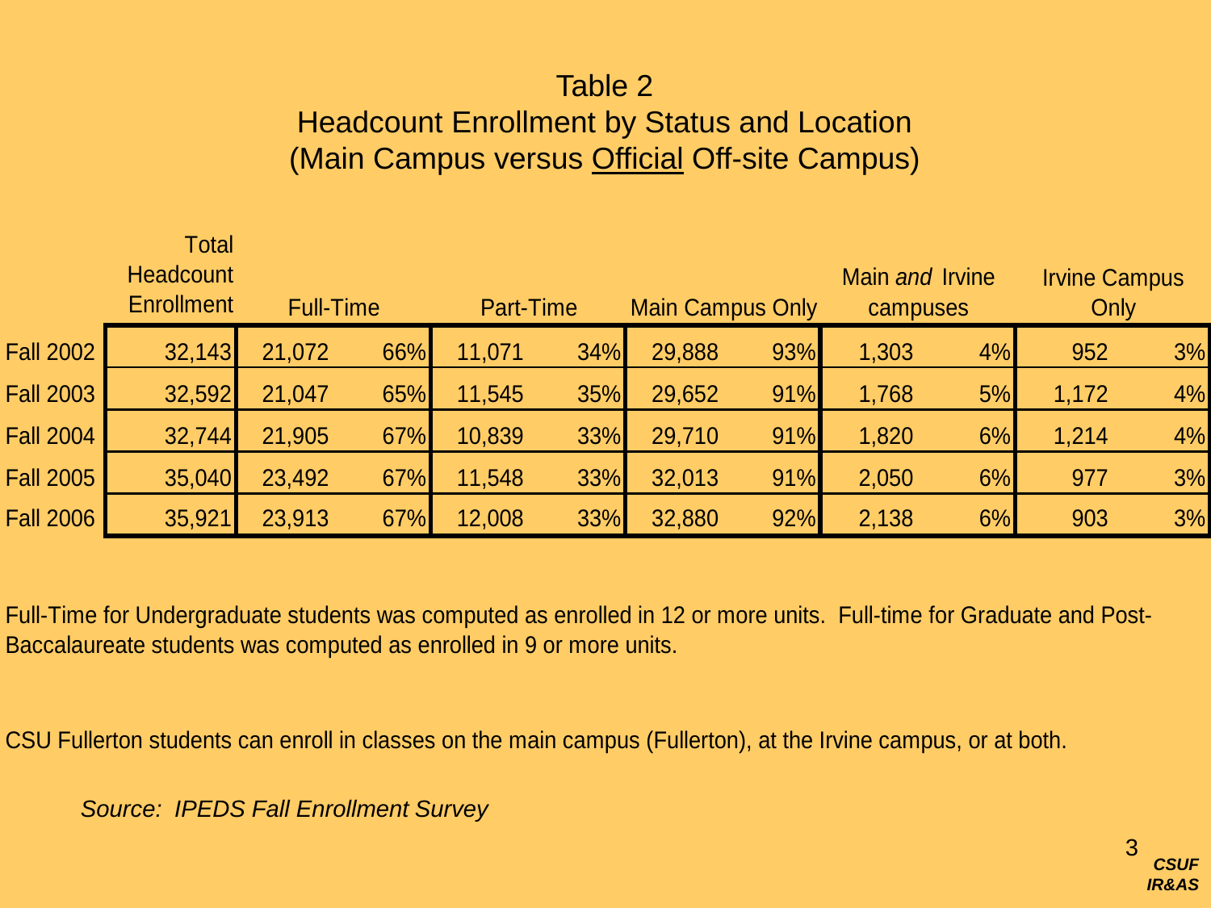# Table 2
## Headcount Enrollment by Status and Location
## (Main Campus versus Official Off-site Campus)

| | Total Headcount Enrollment | Full-Time | | Part-Time | | Main Campus Only | | Main *and* Irvine campuses | | Irvine Campus Only | |
|---|---|---|---|---|---|---|---|---|---|---|---|
| Fall 2002 | 32,143 | 21,072 | 66% | 11,071 | 34% | 29,888 | 93% | 1,303 | 4% | 952 | 3% |
| Fall 2003 | 32,592 | 21,047 | 65% | 11,545 | 35% | 29,652 | 91% | 1,768 | 5% | 1,172 | 4% |
| Fall 2004 | 32,744 | 21,905 | 67% | 10,839 | 33% | 29,710 | 91% | 1,820 | 6% | 1,214 | 4% |
| Fall 2005 | 35,040 | 23,492 | 67% | 11,548 | 33% | 32,013 | 91% | 2,050 | 6% | 977 | 3% |
| Fall 2006 | 35,921 | 23,913 | 67% | 12,008 | 33% | 32,880 | 92% | 2,138 | 6% | 903 | 3% |

Full-Time for Undergraduate students was computed as enrolled in 12 or more units. Full-time for Graduate and Post-Baccalaureate students was computed as enrolled in 9 or more units.

CSU Fullerton students can enroll in classes on the main campus (Fullerton), at the Irvine campus, or at both.

*Source: IPEDS Fall Enrollment Survey*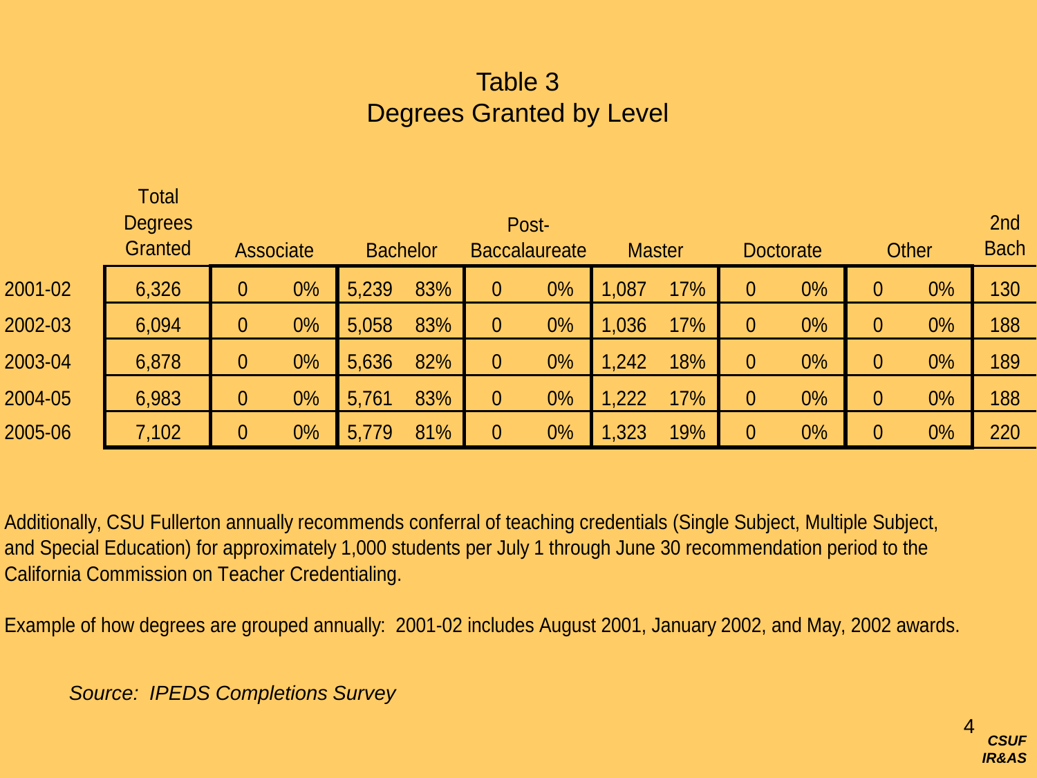# Table 3
## Degrees Granted by Level

| | Total Degrees Granted | Associate | | Bachelor | | Post-Baccalaureate | | Master | | Doctorate | | Other | | 2nd Bach |
|---|---|---|---|---|---|---|---|---|---|---|---|---|---|---|
| 2001-02 | 6,326 | 0 | 0% | 5,239 | 83% | 0 | 0% | 1,087 | 17% | 0 | 0% | 0 | 0% | 130 |
| 2002-03 | 6,094 | 0 | 0% | 5,058 | 83% | 0 | 0% | 1,036 | 17% | 0 | 0% | 0 | 0% | 188 |
| 2003-04 | 6,878 | 0 | 0% | 5,636 | 82% | 0 | 0% | 1,242 | 18% | 0 | 0% | 0 | 0% | 189 |
| 2004-05 | 6,983 | 0 | 0% | 5,761 | 83% | 0 | 0% | 1,222 | 17% | 0 | 0% | 0 | 0% | 188 |
| 2005-06 | 7,102 | 0 | 0% | 5,779 | 81% | 0 | 0% | 1,323 | 19% | 0 | 0% | 0 | 0% | 220 |

Additionally, CSU Fullerton annually recommends conferral of teaching credentials (Single Subject, Multiple Subject, and Special Education) for approximately 1,000 students per July 1 through June 30 recommendation period to the California Commission on Teacher Credentialing.

Example of how degrees are grouped annually: 2001-02 includes August 2001, January 2002, and May, 2002 awards.

*Source: IPEDS Completions Survey*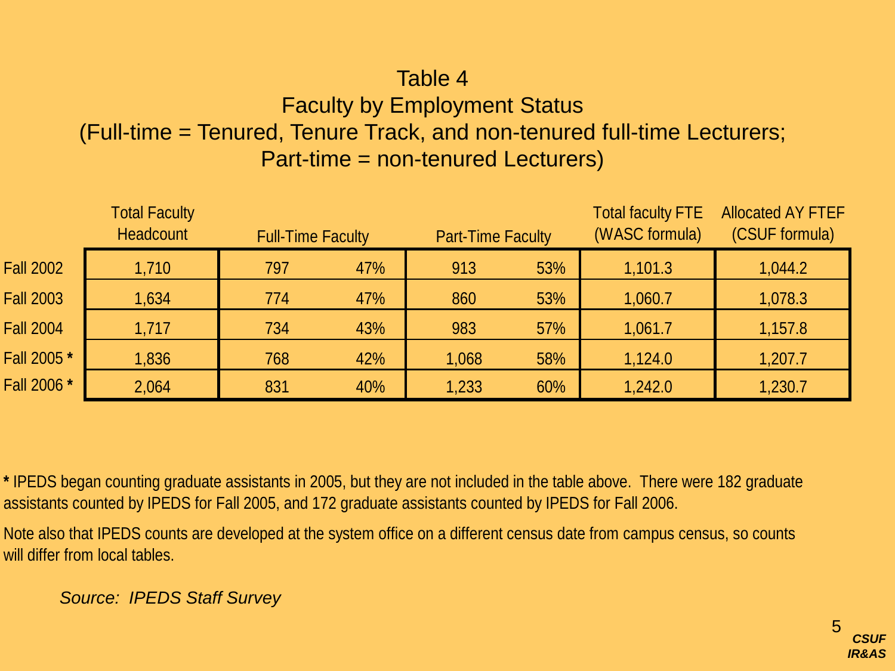# Table 4

## Faculty by Employment Status

## (Full-time = Tenured, Tenure Track, and non-tenured full-time Lecturers; Part-time = non-tenured Lecturers)

| | Total Faculty Headcount | Full-Time Faculty | | Part-Time Faculty | | Total faculty FTE (WASC formula) | Allocated AY FTEF (CSUF formula) |
|---|---|---|---|---|---|---|---|
| Fall 2002 | 1,710 | 797 | 47% | 913 | 53% | 1,101.3 | 1,044.2 |
| Fall 2003 | 1,634 | 774 | 47% | 860 | 53% | 1,060.7 | 1,078.3 |
| Fall 2004 | 1,717 | 734 | 43% | 983 | 57% | 1,061.7 | 1,157.8 |
| Fall 2005 * | 1,836 | 768 | 42% | 1,068 | 58% | 1,124.0 | 1,207.7 |
| Fall 2006 * | 2,064 | 831 | 40% | 1,233 | 60% | 1,242.0 | 1,230.7 |

**\*** IPEDS began counting graduate assistants in 2005, but they are not included in the table above. There were 182 graduate assistants counted by IPEDS for Fall 2005, and 172 graduate assistants counted by IPEDS for Fall 2006.

Note also that IPEDS counts are developed at the system office on a different census date from campus census, so counts will differ from local tables.

*Source: IPEDS Staff Survey*

***CSUF IR&AS***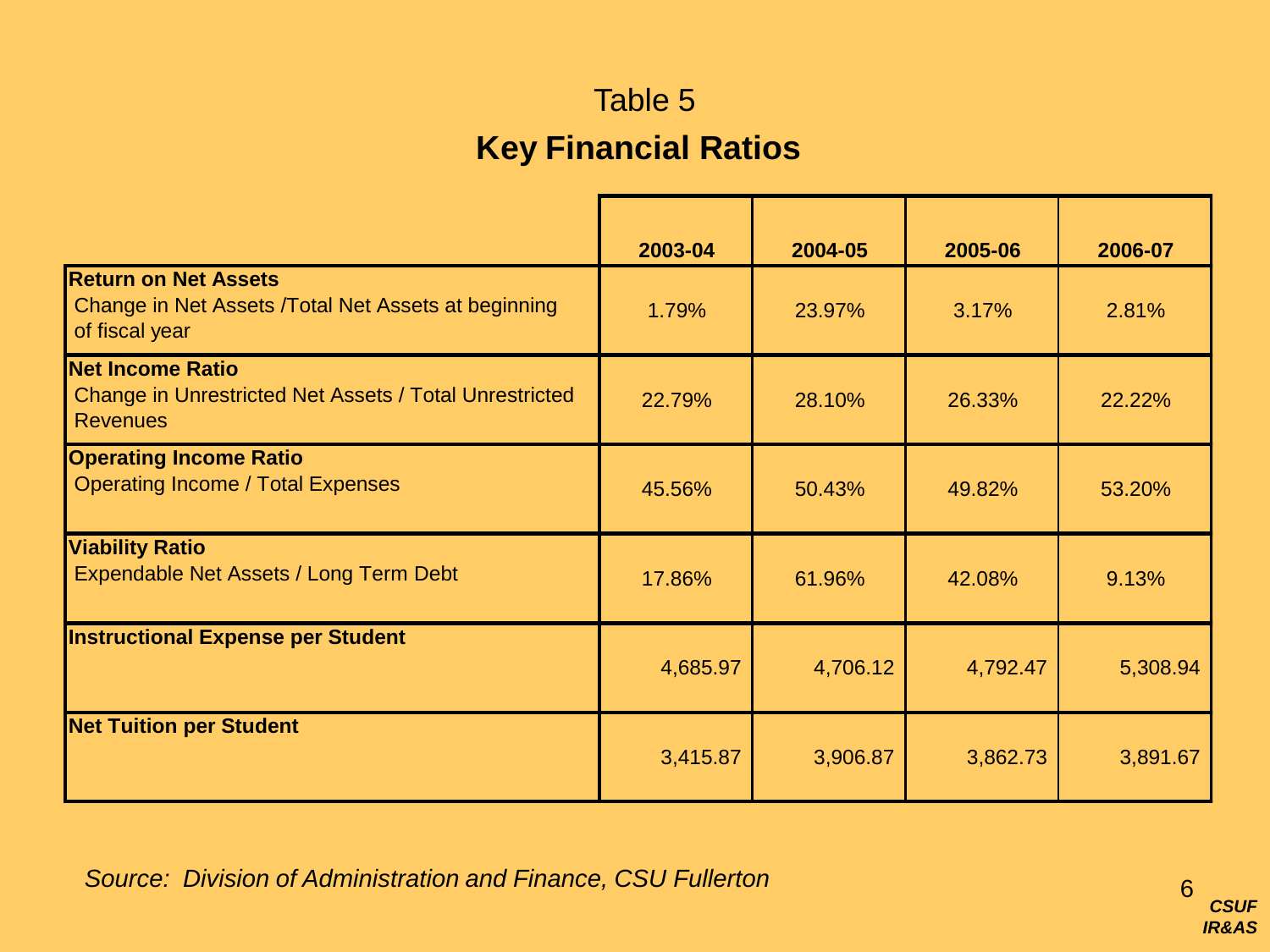# Table 5

## Key Financial Ratios

| | 2003-04 | 2004-05 | 2005-06 | 2006-07 |
|---|---|---|---|---|
| **Return on Net Assets**<br>Change in Net Assets /Total Net Assets at beginning of fiscal year | 1.79% | 23.97% | 3.17% | 2.81% |
| **Net Income Ratio**<br>Change in Unrestricted Net Assets / Total Unrestricted Revenues | 22.79% | 28.10% | 26.33% | 22.22% |
| **Operating Income Ratio**<br>Operating Income / Total Expenses | 45.56% | 50.43% | 49.82% | 53.20% |
| **Viability Ratio**<br>Expendable Net Assets / Long Term Debt | 17.86% | 61.96% | 42.08% | 9.13% |
| **Instructional Expense per Student** | 4,685.97 | 4,706.12 | 4,792.47 | 5,308.94 |
| **Net Tuition per Student** | 3,415.87 | 3,906.87 | 3,862.73 | 3,891.67 |

*Source: Division of Administration and Finance, CSU Fullerton*